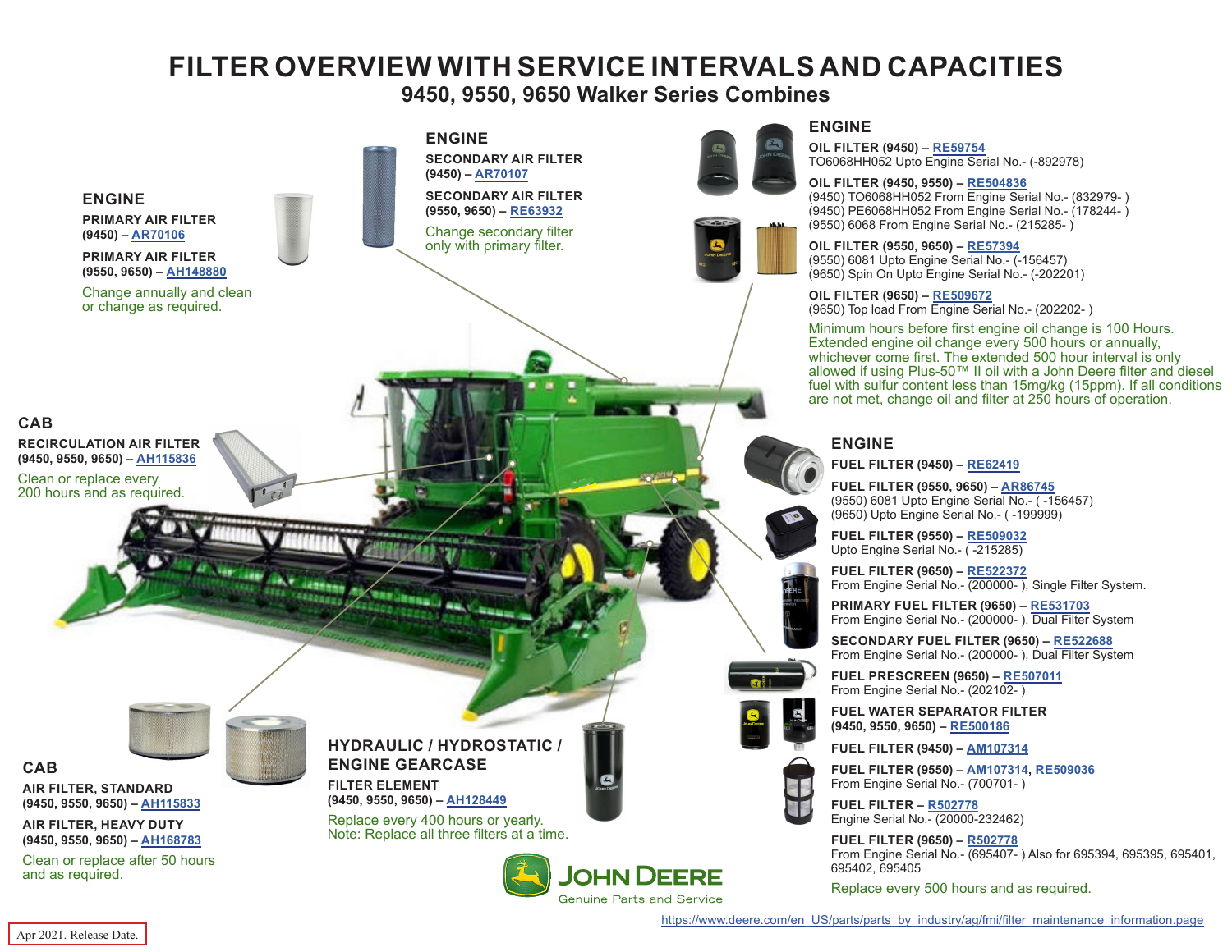# FILTER OVERVIEW WITH SERVICE INTERVALS AND CAPACITIES

## 9450, 9550, 9650 Walker Series Combines

### ENGINE

**PRIMARY AIR FILTER (9450) – AR70106**

**PRIMARY AIR FILTER (9550, 9650) – AH148880**

Change annually and clean or change as required.

### ENGINE

**SECONDARY AIR FILTER (9450) – AR70107**

**SECONDARY AIR FILTER (9550, 9650) – RE63932**

Change secondary filter only with primary filter.

### ENGINE

**OIL FILTER (9450) – RE59754**
TO6068HH052 Upto Engine Serial No.- (-892978)

**OIL FILTER (9450, 9550) – RE504836**
(9450) TO6068HH052 From Engine Serial No.- (832979- )
(9450) PE6068HH052 From Engine Serial No.- (178244- )
(9550) 6068 From Engine Serial No.- (215285- )

**OIL FILTER (9550, 9650) – RE57394**
(9550) 6081 Upto Engine Serial No.- (-156457)
(9650) Spin On Upto Engine Serial No.- (-202201)

**OIL FILTER (9650) – RE509672**
(9650) Top load From Engine Serial No.- (202202- )

Minimum hours before first engine oil change is 100 Hours. Extended engine oil change every 500 hours or annually, whichever come first. The extended 500 hour interval is only allowed if using Plus-50™ II oil with a John Deere filter and diesel fuel with sulfur content less than 15mg/kg (15ppm). If all conditions are not met, change oil and filter at 250 hours of operation.

### CAB

**RECIRCULATION AIR FILTER (9450, 9550, 9650) – AH115836**

Clean or replace every 200 hours and as required.

### ENGINE

**FUEL FILTER (9450) – RE62419**

**FUEL FILTER (9550, 9650) – AR86745**
(9550) 6081 Upto Engine Serial No.- ( -156457)
(9650) Upto Engine Serial No.- ( -199999)

**FUEL FILTER (9550) – RE509032**
Upto Engine Serial No.- ( -215285)

**FUEL FILTER (9650) – RE522372**
From Engine Serial No.- (200000- ), Single Filter System.

**PRIMARY FUEL FILTER (9650) – RE531703**
From Engine Serial No.- (200000- ), Dual Filter System

**SECONDARY FUEL FILTER (9650) – RE522688**
From Engine Serial No.- (200000- ), Dual Filter System

**FUEL PRESCREEN (9650) – RE507011**
From Engine Serial No.- (202102- )

**FUEL WATER SEPARATOR FILTER (9450, 9550, 9650) – RE500186**

**FUEL FILTER (9450) – AM107314**

**FUEL FILTER (9550) – AM107314, RE509036**
From Engine Serial No.- (700701- )

**FUEL FILTER – R502778**
Engine Serial No.- (20000-232462)

**FUEL FILTER (9650) – R502778**
From Engine Serial No.- (695407- ) Also for 695394, 695395, 695401, 695402, 695405

Replace every 500 hours and as required.

### CAB

**AIR FILTER, STANDARD (9450, 9550, 9650) – AH115833**

**AIR FILTER, HEAVY DUTY (9450, 9550, 9650) – AH168783**

Clean or replace after 50 hours and as required.

### HYDRAULIC / HYDROSTATIC / ENGINE GEARCASE

**FILTER ELEMENT (9450, 9550, 9650) – AH128449**

Replace every 400 hours or yearly.
Note: Replace all three filters at a time.

JOHN DEERE
Genuine Parts and Service

https://www.deere.com/en_US/parts/parts_by_industry/ag/fmi/filter_maintenance_information.page

Apr 2021. Release Date.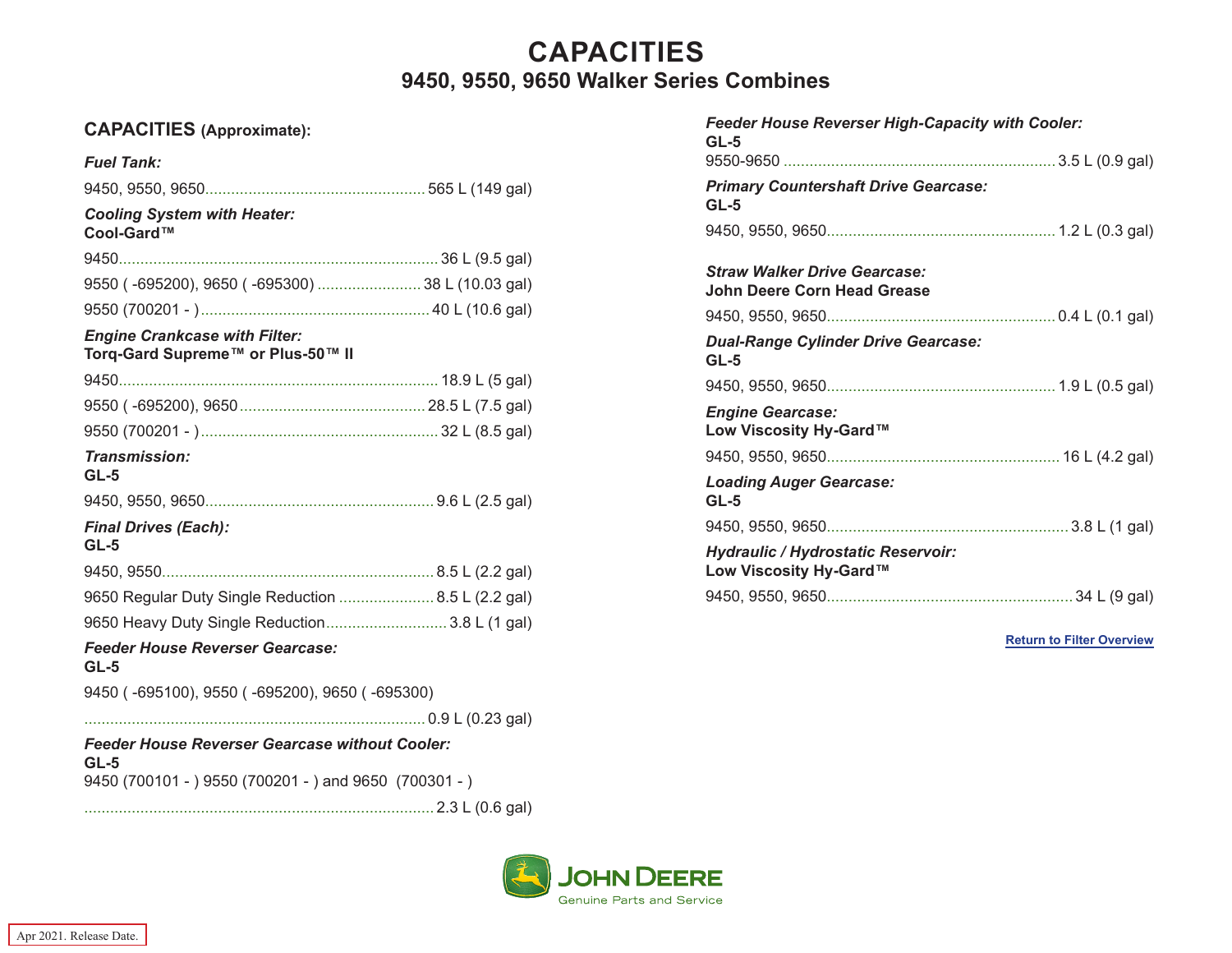# CAPACITIES

## 9450, 9550, 9650 Walker Series Combines

### CAPACITIES (Approximate):

***Fuel Tank:***

9450, 9550, 9650 .................................................. 565 L (149 gal)

***Cooling System with Heater:***
**Cool-Gard™**

9450 .................................................................... 36 L (9.5 gal)

9550 ( -695200), 9650 ( -695300) ........................ 38 L (10.03 gal)

9550 (700201 - ) ..................................................... 40 L (10.6 gal)

***Engine Crankcase with Filter:***
**Torq-Gard Supreme™ or Plus-50™ II**

9450 .................................................................... 18.9 L (5 gal)

9550 ( -695200), 9650 ........................................... 28.5 L (7.5 gal)

9550 (700201 - ) ..................................................... 32 L (8.5 gal)

***Transmission:***
**GL-5**

9450, 9550, 9650 .................................................. 9.6 L (2.5 gal)

***Final Drives (Each):***
**GL-5**

9450, 9550 ............................................................ 8.5 L (2.2 gal)

9650 Regular Duty Single Reduction ..................... 8.5 L (2.2 gal)

9650 Heavy Duty Single Reduction ........................ 3.8 L (1 gal)

***Feeder House Reverser Gearcase:***
**GL-5**

9450 ( -695100), 9550 ( -695200), 9650 ( -695300)

.............................................................................. 0.9 L (0.23 gal)

***Feeder House Reverser Gearcase without Cooler:***
**GL-5**
9450 (700101 - ) 9550 (700201 - ) and 9650 (700301 - )

.............................................................................. 2.3 L (0.6 gal)

***Feeder House Reverser High-Capacity with Cooler:***
**GL-5**
9550-9650 .............................................................. 3.5 L (0.9 gal)

***Primary Countershaft Drive Gearcase:***
**GL-5**

9450, 9550, 9650 .................................................. 1.2 L (0.3 gal)

***Straw Walker Drive Gearcase:***
**John Deere Corn Head Grease**

9450, 9550, 9650 .................................................. 0.4 L (0.1 gal)

***Dual-Range Cylinder Drive Gearcase:***
**GL-5**

9450, 9550, 9650 .................................................. 1.9 L (0.5 gal)

***Engine Gearcase:***
**Low Viscosity Hy-Gard™**

9450, 9550, 9650 .................................................. 16 L (4.2 gal)

***Loading Auger Gearcase:***
**GL-5**

9450, 9550, 9650 .................................................. 3.8 L (1 gal)

***Hydraulic / Hydrostatic Reservoir:***
**Low Viscosity Hy-Gard™**

9450, 9550, 9650 .................................................. 34 L (9 gal)

Return to Filter Overview

JOHN DEERE
Genuine Parts and Service

Apr 2021. Release Date.